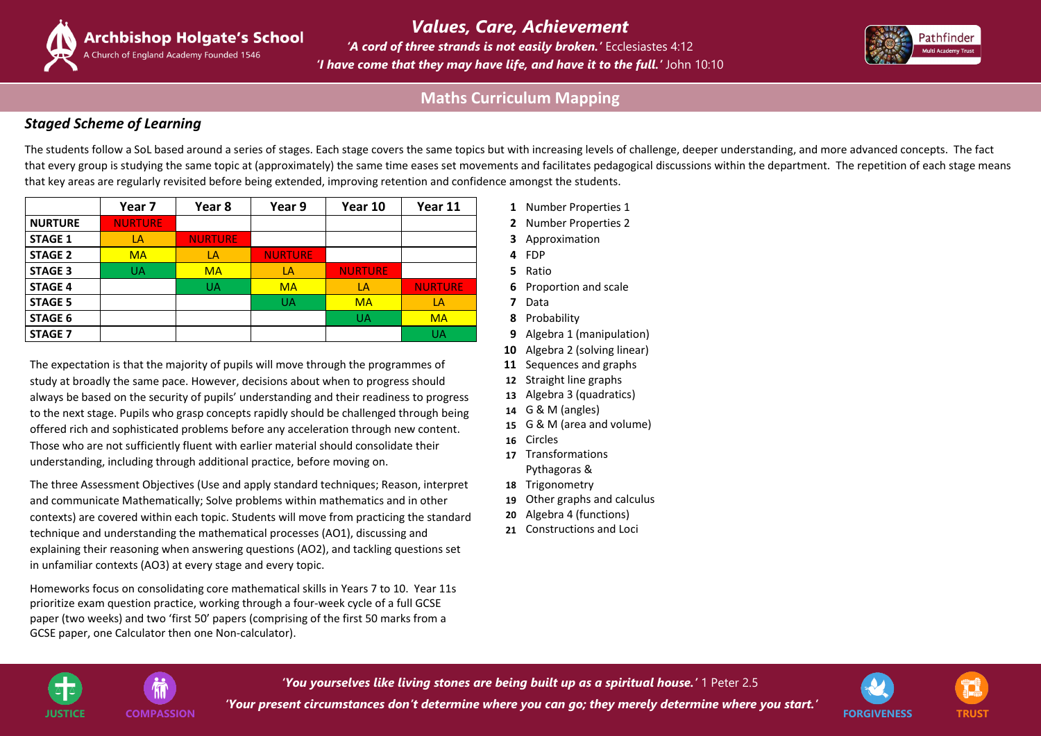# Archbishop Holgate's School

A Church of England Academy Founded 1546

## *Values, Care, Achievement*

***'A cord of three strands is not easily broken.'*** Ecclesiastes 4:12

***'I have come that they may have life, and have it to the full.'*** John 10:10

Pathfinder Multi Academy Trust

## Maths Curriculum Mapping

### *Staged Scheme of Learning*

The students follow a SoL based around a series of stages. Each stage covers the same topics but with increasing levels of challenge, deeper understanding, and more advanced concepts. The fact that every group is studying the same topic at (approximately) the same time eases set movements and facilitates pedagogical discussions within the department. The repetition of each stage means that key areas are regularly revisited before being extended, improving retention and confidence amongst the students.

| | Year 7 | Year 8 | Year 9 | Year 10 | Year 11 |
|---|---|---|---|---|---|
| **NURTURE** | NURTURE | | | | |
| **STAGE 1** | LA | NURTURE | | | |
| **STAGE 2** | MA | LA | NURTURE | | |
| **STAGE 3** | UA | MA | LA | NURTURE | |
| **STAGE 4** | | UA | MA | LA | NURTURE |
| **STAGE 5** | | | UA | MA | LA |
| **STAGE 6** | | | | UA | MA |
| **STAGE 7** | | | | | UA |

1. Number Properties 1
2. Number Properties 2
3. Approximation
4. FDP
5. Ratio
6. Proportion and scale
7. Data
8. Probability
9. Algebra 1 (manipulation)
10. Algebra 2 (solving linear)
11. Sequences and graphs
12. Straight line graphs
13. Algebra 3 (quadratics)
14. G & M (angles)
15. G & M (area and volume)
16. Circles
17. Transformations
18. Pythagoras & Trigonometry
19. Other graphs and calculus
20. Algebra 4 (functions)
21. Constructions and Loci

The expectation is that the majority of pupils will move through the programmes of study at broadly the same pace. However, decisions about when to progress should always be based on the security of pupils' understanding and their readiness to progress to the next stage. Pupils who grasp concepts rapidly should be challenged through being offered rich and sophisticated problems before any acceleration through new content. Those who are not sufficiently fluent with earlier material should consolidate their understanding, including through additional practice, before moving on.

The three Assessment Objectives (Use and apply standard techniques; Reason, interpret and communicate Mathematically; Solve problems within mathematics and in other contexts) are covered within each topic. Students will move from practicing the standard technique and understanding the mathematical processes (AO1), discussing and explaining their reasoning when answering questions (AO2), and tackling questions set in unfamiliar contexts (AO3) at every stage and every topic.

Homeworks focus on consolidating core mathematical skills in Years 7 to 10. Year 11s prioritize exam question practice, working through a four-week cycle of a full GCSE paper (two weeks) and two 'first 50' papers (comprising of the first 50 marks from a GCSE paper, one Calculator then one Non-calculator).

JUSTICE COMPASSION

***'You yourselves like living stones are being built up as a spiritual house.'*** 1 Peter 2.5

***'Your present circumstances don't determine where you can go; they merely determine where you start.'***

FORGIVENESS TRUST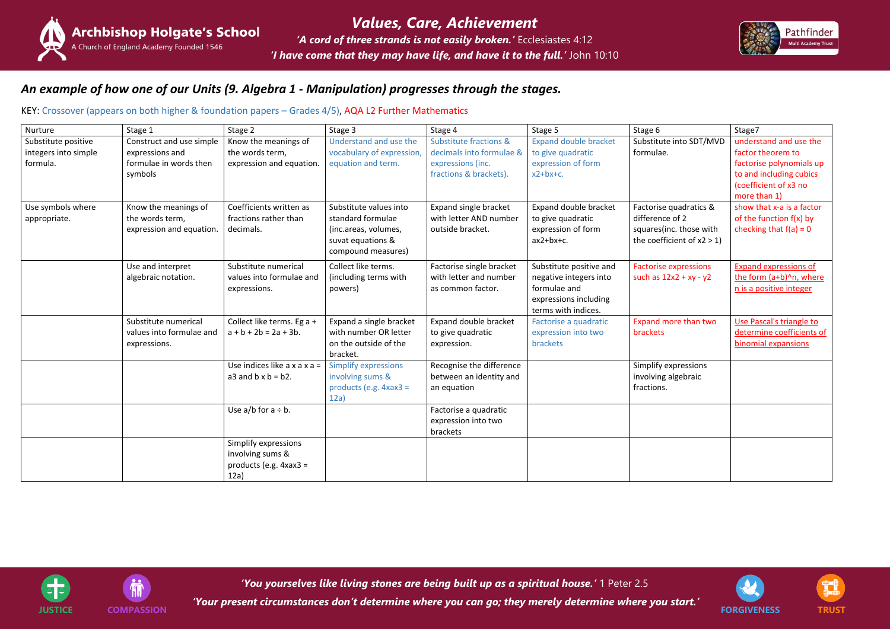## An example of how one of our Units (9. Algebra 1 - Manipulation) progresses through the stages.

KEY: Crossover (appears on both higher & foundation papers – Grades 4/5), AQA L2 Further Mathematics

| Nurture | Stage 1 | Stage 2 | Stage 3 | Stage 4 | Stage 5 | Stage 6 | Stage7 |
|---|---|---|---|---|---|---|---|
| Substitute positive integers into simple formula. | Construct and use simple expressions and formulae in words then symbols | Know the meanings of the words term, expression and equation. | Understand and use the vocabulary of expression, equation and term. | Substitute fractions & decimals into formulae & expressions (inc. fractions & brackets). | Expand double bracket to give quadratic expression of form x2+bx+c. | Substitute into SDT/MVD formulae. | understand and use the factor theorem to factorise polynomials up to and including cubics (coefficient of x3 no more than 1) |
| Use symbols where appropriate. | Know the meanings of the words term, expression and equation. | Coefficients written as fractions rather than decimals. | Substitute values into standard formulae (inc.areas, volumes, suvat equations & compound measures) | Expand single bracket with letter AND number outside bracket. | Expand double bracket to give quadratic expression of form ax2+bx+c. | Factorise quadratics & difference of 2 squares(inc. those with the coefficient of x2 > 1) | show that x-a is a factor of the function f(x) by checking that f(a) = 0 |
| | Use and interpret algebraic notation. | Substitute numerical values into formulae and expressions. | Collect like terms. (including terms with powers) | Factorise single bracket with letter and number as common factor. | Substitute positive and negative integers into formulae and expressions including terms with indices. | Factorise expressions such as 12x2 + xy - y2 | Expand expressions of the form (a+b)^n, where n is a positive integer |
| | Substitute numerical values into formulae and expressions. | Collect like terms. Eg a + a + b + 2b = 2a + 3b. | Expand a single bracket with number OR letter on the outside of the bracket. | Expand double bracket to give quadratic expression. | Factorise a quadratic expression into two brackets | Expand more than two brackets | Use Pascal's triangle to determine coefficients of binomial expansions |
| | | Use indices like a x a x a = a3 and b x b = b2. | Simplify expressions involving sums & products (e.g. 4xax3 = 12a) | Recognise the difference between an identity and an equation | | Simplify expressions involving algebraic fractions. | |
| | | Use a/b for a ÷ b. | | Factorise a quadratic expression into two brackets | | | |
| | | Simplify expressions involving sums & products (e.g. 4xax3 = 12a) | | | | | |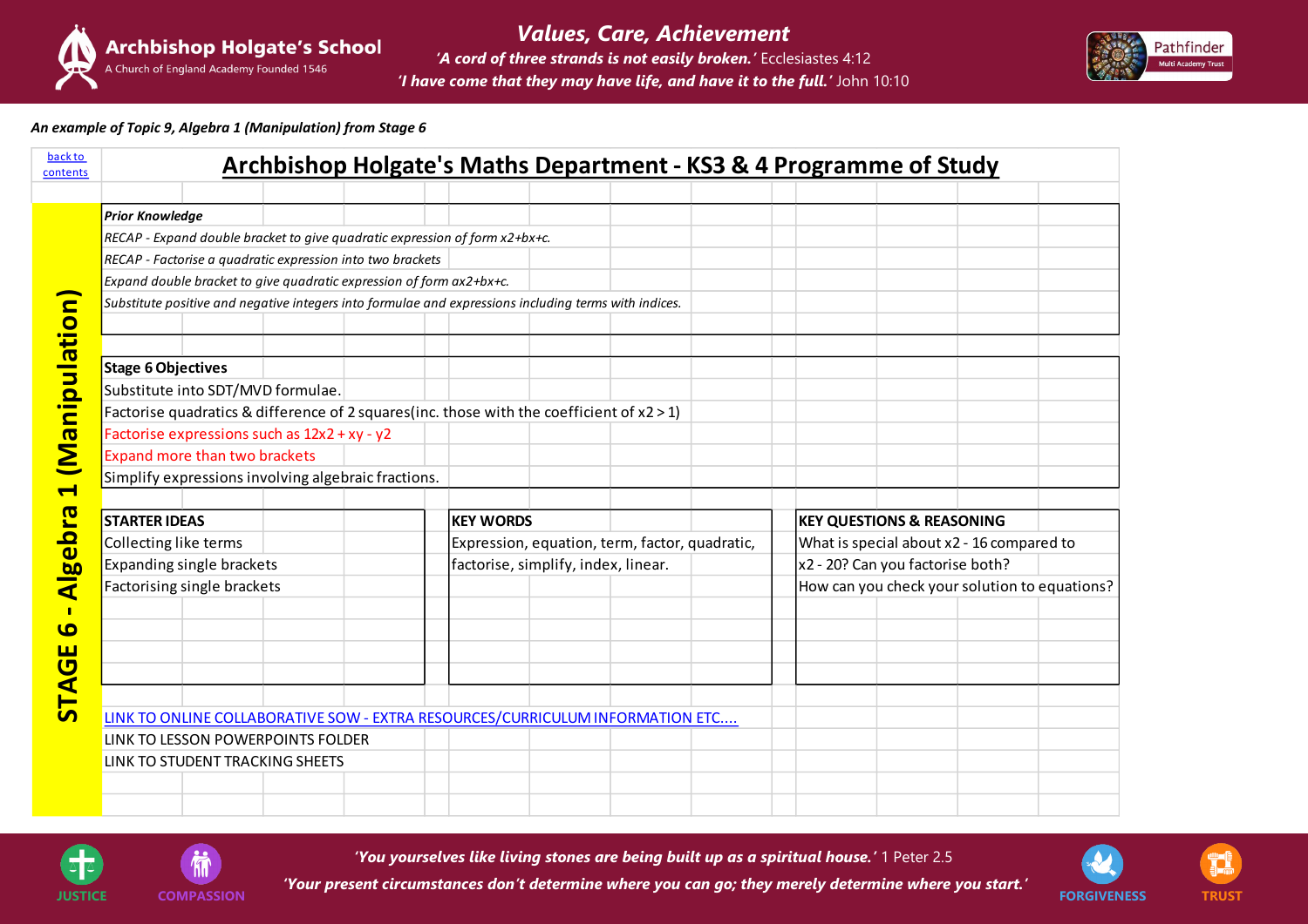**Values, Care, Achievement**

*'A cord of three strands is not easily broken.'* Ecclesiastes 4:12

*'I have come that they may have life, and have it to the full.'* John 10:10

***An example of Topic 9, Algebra 1 (Manipulation) from Stage 6***

back to contents

# Archbishop Holgate's Maths Department - KS3 & 4 Programme of Study

**STAGE 6 - Algebra 1 (Manipulation)**

***Prior Knowledge***

*RECAP - Expand double bracket to give quadratic expression of form $x^2+bx+c$.*

*RECAP - Factorise a quadratic expression into two brackets*

*Expand double bracket to give quadratic expression of form $ax^2+bx+c$.*

*Substitute positive and negative integers into formulae and expressions including terms with indices.*

**Stage 6 Objectives**

Substitute into SDT/MVD formulae.

Factorise quadratics & difference of 2 squares(inc. those with the coefficient of $x^2 > 1$)

Factorise expressions such as $12x^2 + xy - y^2$

Expand more than two brackets

Simplify expressions involving algebraic fractions.

| STARTER IDEAS | KEY WORDS | KEY QUESTIONS & REASONING |
|---|---|---|
| Collecting like terms | Expression, equation, term, factor, quadratic, | What is special about $x^2 - 16$ compared to |
| Expanding single brackets | factorise, simplify, index, linear. | $x^2 - 20$? Can you factorise both? |
| Factorising single brackets | | How can you check your solution to equations? |

LINK TO ONLINE COLLABORATIVE SOW - EXTRA RESOURCES/CURRICULUM INFORMATION ETC....

LINK TO LESSON POWERPOINTS FOLDER

LINK TO STUDENT TRACKING SHEETS

*'You yourselves like living stones are being built up as a spiritual house.'* 1 Peter 2.5

*'Your present circumstances don't determine where you can go; they merely determine where you start.'*

JUSTICE COMPASSION FORGIVENESS TRUST